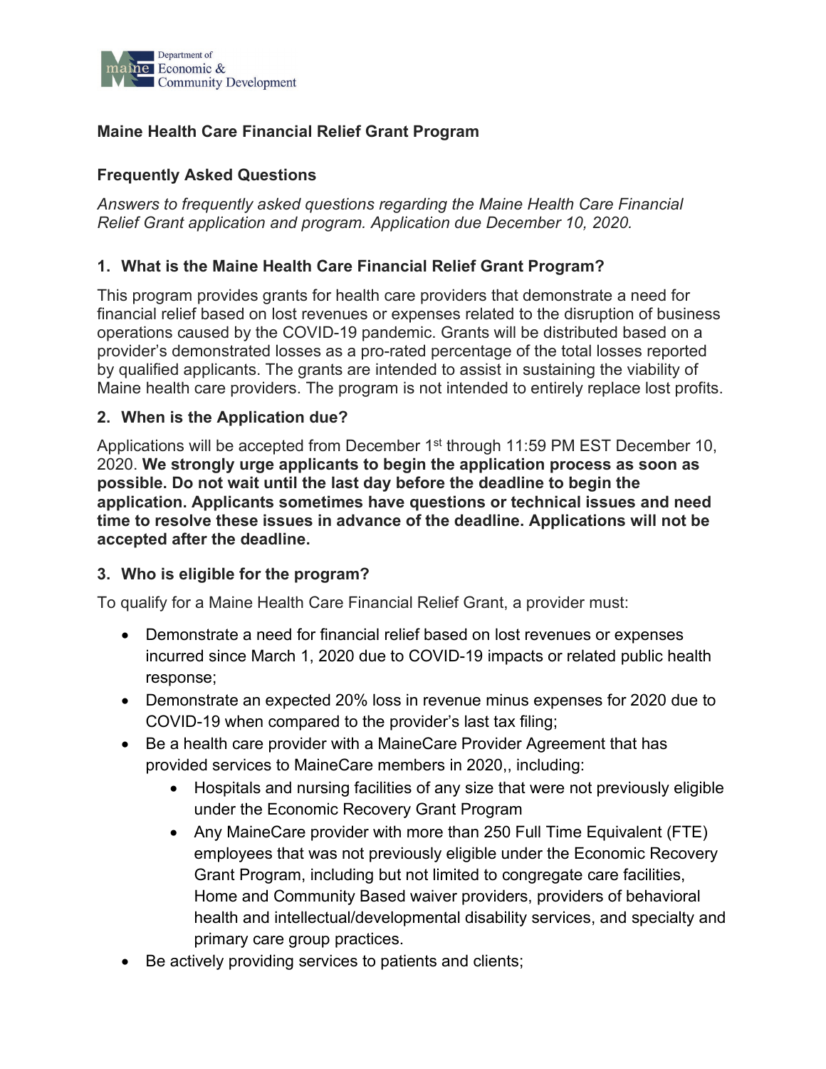Department of Economic & Community Development

**Maine Health Care Financial Relief Grant Program**

**Frequently Asked Questions**

*Answers to frequently asked questions regarding the Maine Health Care Financial Relief Grant application and program. Application due December 10, 2020.*

### 1. What is the Maine Health Care Financial Relief Grant Program?

This program provides grants for health care providers that demonstrate a need for financial relief based on lost revenues or expenses related to the disruption of business operations caused by the COVID-19 pandemic. Grants will be distributed based on a provider's demonstrated losses as a pro-rated percentage of the total losses reported by qualified applicants. The grants are intended to assist in sustaining the viability of Maine health care providers. The program is not intended to entirely replace lost profits.

### 2. When is the Application due?

Applications will be accepted from December 1st through 11:59 PM EST December 10, 2020. **We strongly urge applicants to begin the application process as soon as possible. Do not wait until the last day before the deadline to begin the application. Applicants sometimes have questions or technical issues and need time to resolve these issues in advance of the deadline. Applications will not be accepted after the deadline.**

### 3. Who is eligible for the program?

To qualify for a Maine Health Care Financial Relief Grant, a provider must:

- Demonstrate a need for financial relief based on lost revenues or expenses incurred since March 1, 2020 due to COVID-19 impacts or related public health response;
- Demonstrate an expected 20% loss in revenue minus expenses for 2020 due to COVID-19 when compared to the provider's last tax filing;
- Be a health care provider with a MaineCare Provider Agreement that has provided services to MaineCare members in 2020,, including:
  - Hospitals and nursing facilities of any size that were not previously eligible under the Economic Recovery Grant Program
  - Any MaineCare provider with more than 250 Full Time Equivalent (FTE) employees that was not previously eligible under the Economic Recovery Grant Program, including but not limited to congregate care facilities, Home and Community Based waiver providers, providers of behavioral health and intellectual/developmental disability services, and specialty and primary care group practices.
- Be actively providing services to patients and clients;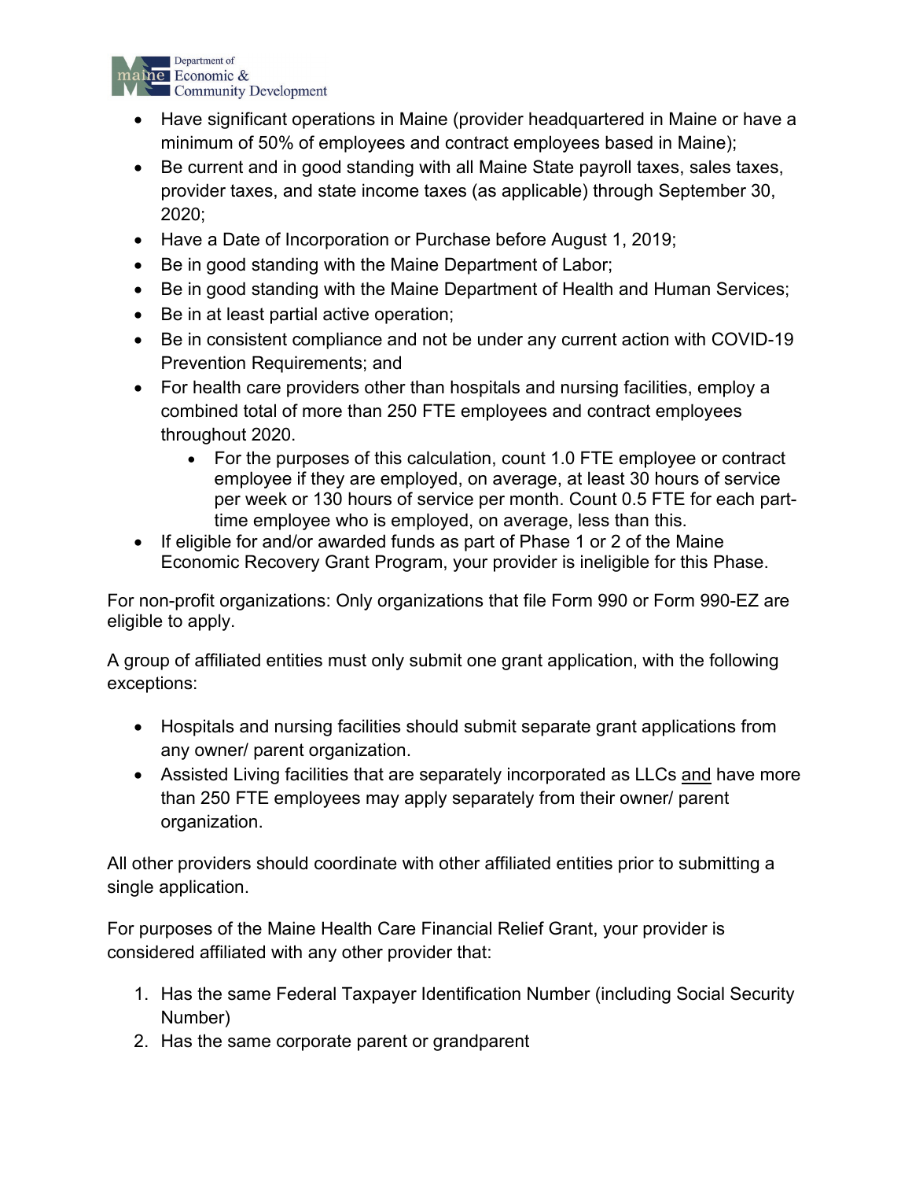- Have significant operations in Maine (provider headquartered in Maine or have a minimum of 50% of employees and contract employees based in Maine);
- Be current and in good standing with all Maine State payroll taxes, sales taxes, provider taxes, and state income taxes (as applicable) through September 30, 2020;
- Have a Date of Incorporation or Purchase before August 1, 2019;
- Be in good standing with the Maine Department of Labor;
- Be in good standing with the Maine Department of Health and Human Services;
- Be in at least partial active operation;
- Be in consistent compliance and not be under any current action with COVID-19 Prevention Requirements; and
- For health care providers other than hospitals and nursing facilities, employ a combined total of more than 250 FTE employees and contract employees throughout 2020.
    - For the purposes of this calculation, count 1.0 FTE employee or contract employee if they are employed, on average, at least 30 hours of service per week or 130 hours of service per month. Count 0.5 FTE for each part-time employee who is employed, on average, less than this.
- If eligible for and/or awarded funds as part of Phase 1 or 2 of the Maine Economic Recovery Grant Program, your provider is ineligible for this Phase.

For non-profit organizations: Only organizations that file Form 990 or Form 990-EZ are eligible to apply.

A group of affiliated entities must only submit one grant application, with the following exceptions:

- Hospitals and nursing facilities should submit separate grant applications from any owner/ parent organization.
- Assisted Living facilities that are separately incorporated as LLCs <u>and</u> have more than 250 FTE employees may apply separately from their owner/ parent organization.

All other providers should coordinate with other affiliated entities prior to submitting a single application.

For purposes of the Maine Health Care Financial Relief Grant, your provider is considered affiliated with any other provider that:

1. Has the same Federal Taxpayer Identification Number (including Social Security Number)
2. Has the same corporate parent or grandparent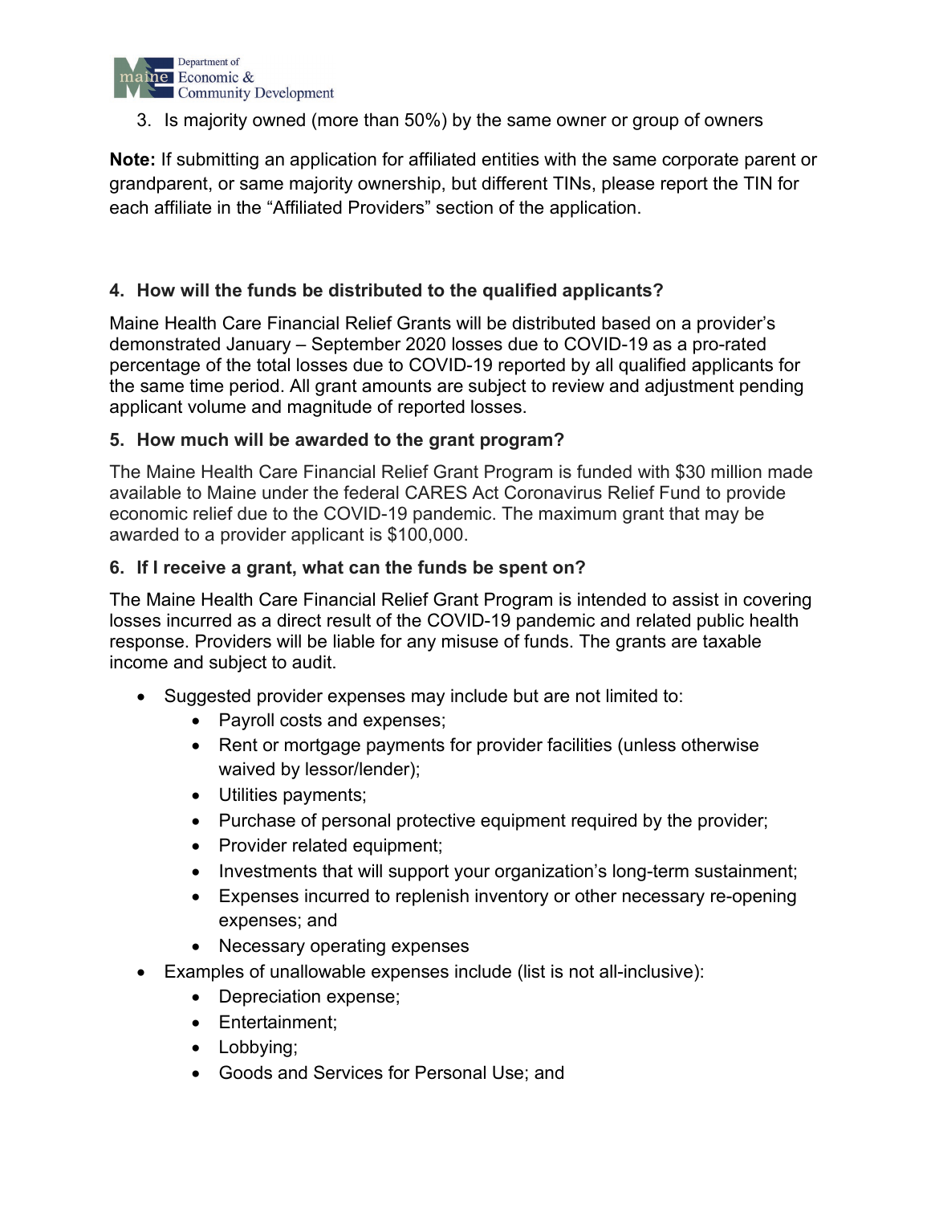3. Is majority owned (more than 50%) by the same owner or group of owners

**Note:** If submitting an application for affiliated entities with the same corporate parent or grandparent, or same majority ownership, but different TINs, please report the TIN for each affiliate in the "Affiliated Providers" section of the application.

### 4. How will the funds be distributed to the qualified applicants?

Maine Health Care Financial Relief Grants will be distributed based on a provider's demonstrated January – September 2020 losses due to COVID-19 as a pro-rated percentage of the total losses due to COVID-19 reported by all qualified applicants for the same time period. All grant amounts are subject to review and adjustment pending applicant volume and magnitude of reported losses.

### 5. How much will be awarded to the grant program?

The Maine Health Care Financial Relief Grant Program is funded with $30 million made available to Maine under the federal CARES Act Coronavirus Relief Fund to provide economic relief due to the COVID-19 pandemic. The maximum grant that may be awarded to a provider applicant is $100,000.

### 6. If I receive a grant, what can the funds be spent on?

The Maine Health Care Financial Relief Grant Program is intended to assist in covering losses incurred as a direct result of the COVID-19 pandemic and related public health response. Providers will be liable for any misuse of funds. The grants are taxable income and subject to audit.

- Suggested provider expenses may include but are not limited to:
  - Payroll costs and expenses;
  - Rent or mortgage payments for provider facilities (unless otherwise waived by lessor/lender);
  - Utilities payments;
  - Purchase of personal protective equipment required by the provider;
  - Provider related equipment;
  - Investments that will support your organization's long-term sustainment;
  - Expenses incurred to replenish inventory or other necessary re-opening expenses; and
  - Necessary operating expenses
- Examples of unallowable expenses include (list is not all-inclusive):
  - Depreciation expense;
  - Entertainment;
  - Lobbying;
  - Goods and Services for Personal Use; and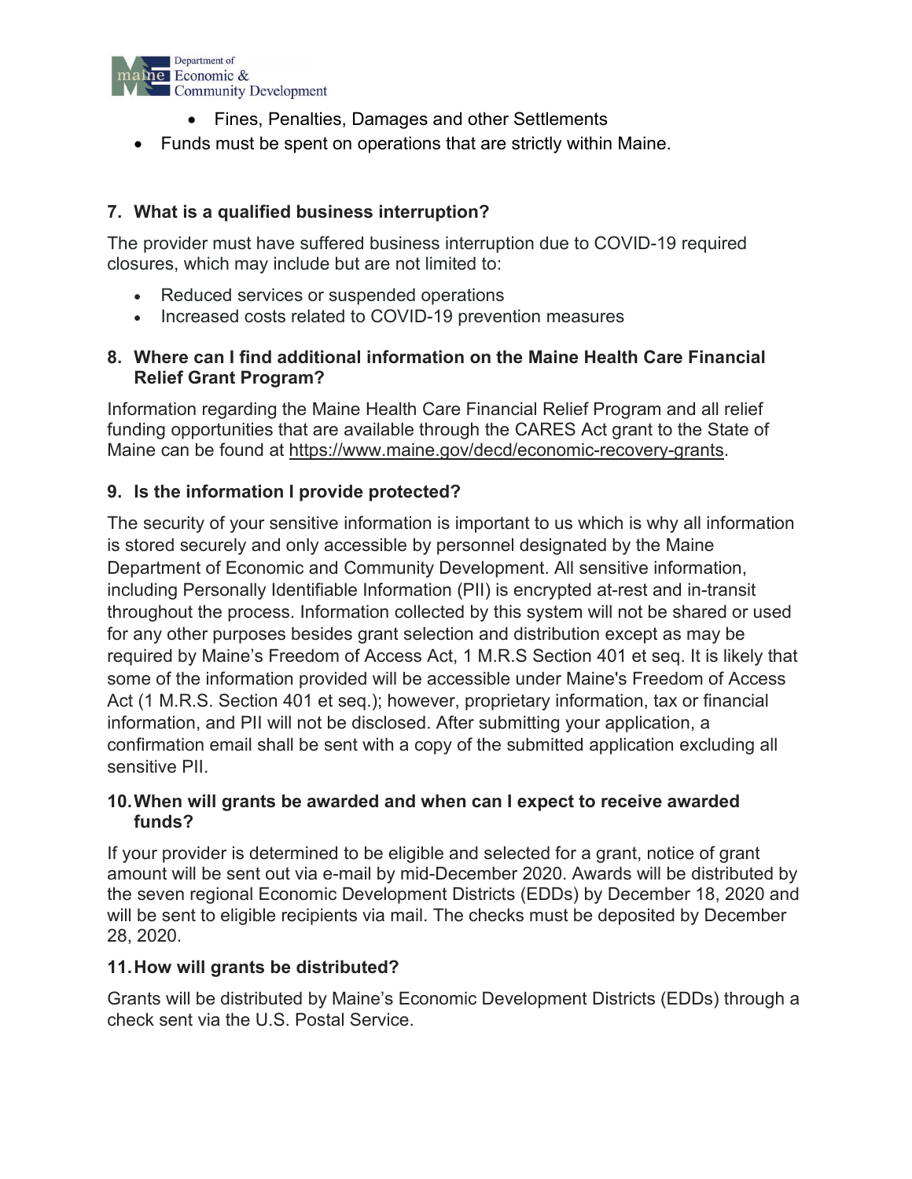- Fines, Penalties, Damages and other Settlements
- Funds must be spent on operations that are strictly within Maine.

### 7. What is a qualified business interruption?

The provider must have suffered business interruption due to COVID-19 required closures, which may include but are not limited to:

- Reduced services or suspended operations
- Increased costs related to COVID-19 prevention measures

### 8. Where can I find additional information on the Maine Health Care Financial Relief Grant Program?

Information regarding the Maine Health Care Financial Relief Program and all relief funding opportunities that are available through the CARES Act grant to the State of Maine can be found at https://www.maine.gov/decd/economic-recovery-grants.

### 9. Is the information I provide protected?

The security of your sensitive information is important to us which is why all information is stored securely and only accessible by personnel designated by the Maine Department of Economic and Community Development. All sensitive information, including Personally Identifiable Information (PII) is encrypted at-rest and in-transit throughout the process. Information collected by this system will not be shared or used for any other purposes besides grant selection and distribution except as may be required by Maine's Freedom of Access Act, 1 M.R.S Section 401 et seq. It is likely that some of the information provided will be accessible under Maine's Freedom of Access Act (1 M.R.S. Section 401 et seq.); however, proprietary information, tax or financial information, and PII will not be disclosed. After submitting your application, a confirmation email shall be sent with a copy of the submitted application excluding all sensitive PII.

### 10. When will grants be awarded and when can I expect to receive awarded funds?

If your provider is determined to be eligible and selected for a grant, notice of grant amount will be sent out via e-mail by mid-December 2020. Awards will be distributed by the seven regional Economic Development Districts (EDDs) by December 18, 2020 and will be sent to eligible recipients via mail. The checks must be deposited by December 28, 2020.

### 11. How will grants be distributed?

Grants will be distributed by Maine's Economic Development Districts (EDDs) through a check sent via the U.S. Postal Service.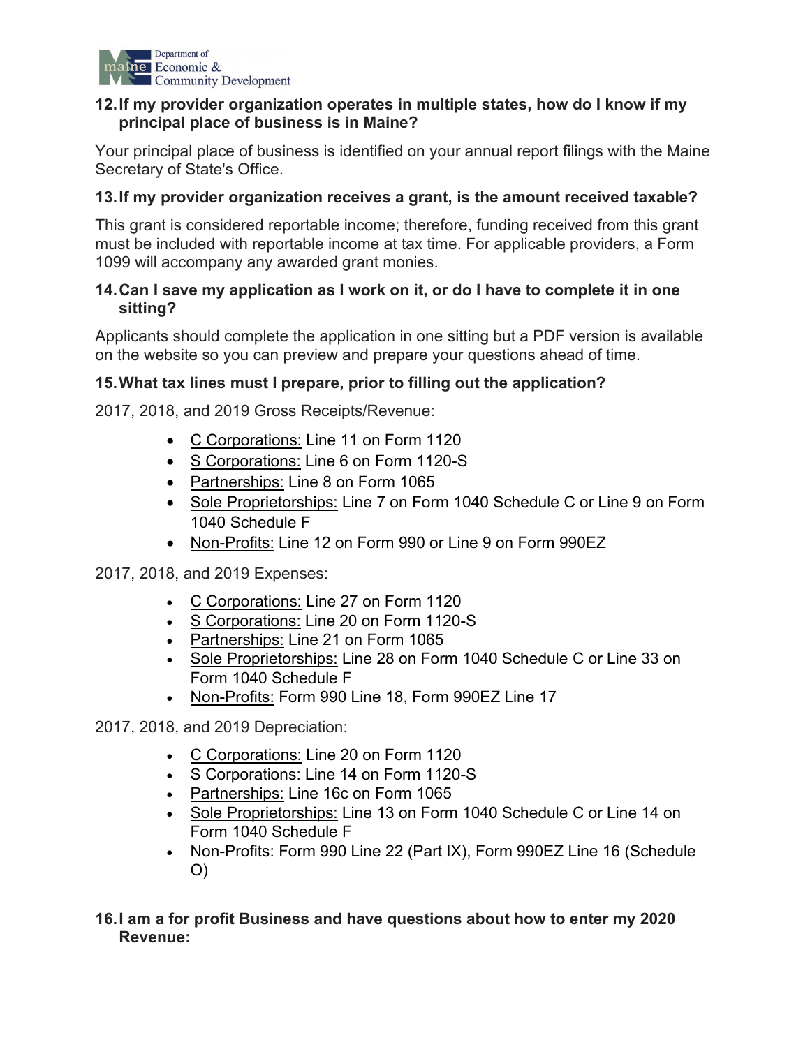**12. If my provider organization operates in multiple states, how do I know if my principal place of business is in Maine?**

Your principal place of business is identified on your annual report filings with the Maine Secretary of State's Office.

**13. If my provider organization receives a grant, is the amount received taxable?**

This grant is considered reportable income; therefore, funding received from this grant must be included with reportable income at tax time. For applicable providers, a Form 1099 will accompany any awarded grant monies.

**14. Can I save my application as I work on it, or do I have to complete it in one sitting?**

Applicants should complete the application in one sitting but a PDF version is available on the website so you can preview and prepare your questions ahead of time.

**15. What tax lines must I prepare, prior to filling out the application?**

2017, 2018, and 2019 Gross Receipts/Revenue:

- C Corporations: Line 11 on Form 1120
- S Corporations: Line 6 on Form 1120-S
- Partnerships: Line 8 on Form 1065
- Sole Proprietorships: Line 7 on Form 1040 Schedule C or Line 9 on Form 1040 Schedule F
- Non-Profits: Line 12 on Form 990 or Line 9 on Form 990EZ

2017, 2018, and 2019 Expenses:

- C Corporations: Line 27 on Form 1120
- S Corporations: Line 20 on Form 1120-S
- Partnerships: Line 21 on Form 1065
- Sole Proprietorships: Line 28 on Form 1040 Schedule C or Line 33 on Form 1040 Schedule F
- Non-Profits: Form 990 Line 18, Form 990EZ Line 17

2017, 2018, and 2019 Depreciation:

- C Corporations: Line 20 on Form 1120
- S Corporations: Line 14 on Form 1120-S
- Partnerships: Line 16c on Form 1065
- Sole Proprietorships: Line 13 on Form 1040 Schedule C or Line 14 on Form 1040 Schedule F
- Non-Profits: Form 990 Line 22 (Part IX), Form 990EZ Line 16 (Schedule O)

**16. I am a for profit Business and have questions about how to enter my 2020 Revenue:**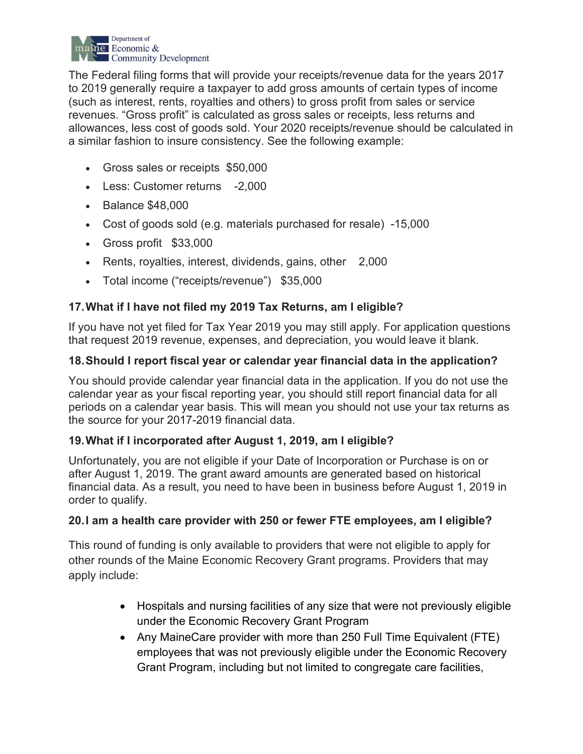The Federal filing forms that will provide your receipts/revenue data for the years 2017 to 2019 generally require a taxpayer to add gross amounts of certain types of income (such as interest, rents, royalties and others) to gross profit from sales or service revenues. "Gross profit" is calculated as gross sales or receipts, less returns and allowances, less cost of goods sold. Your 2020 receipts/revenue should be calculated in a similar fashion to insure consistency. See the following example:

- Gross sales or receipts $50,000
- Less: Customer returns -2,000
- Balance $48,000
- Cost of goods sold (e.g. materials purchased for resale) -15,000
- Gross profit $33,000
- Rents, royalties, interest, dividends, gains, other 2,000
- Total income ("receipts/revenue") $35,000

### 17. What if I have not filed my 2019 Tax Returns, am I eligible?

If you have not yet filed for Tax Year 2019 you may still apply. For application questions that request 2019 revenue, expenses, and depreciation, you would leave it blank.

### 18. Should I report fiscal year or calendar year financial data in the application?

You should provide calendar year financial data in the application. If you do not use the calendar year as your fiscal reporting year, you should still report financial data for all periods on a calendar year basis. This will mean you should not use your tax returns as the source for your 2017-2019 financial data.

### 19. What if I incorporated after August 1, 2019, am I eligible?

Unfortunately, you are not eligible if your Date of Incorporation or Purchase is on or after August 1, 2019. The grant award amounts are generated based on historical financial data. As a result, you need to have been in business before August 1, 2019 in order to qualify.

### 20. I am a health care provider with 250 or fewer FTE employees, am I eligible?

This round of funding is only available to providers that were not eligible to apply for other rounds of the Maine Economic Recovery Grant programs. Providers that may apply include:

- Hospitals and nursing facilities of any size that were not previously eligible under the Economic Recovery Grant Program
- Any MaineCare provider with more than 250 Full Time Equivalent (FTE) employees that was not previously eligible under the Economic Recovery Grant Program, including but not limited to congregate care facilities,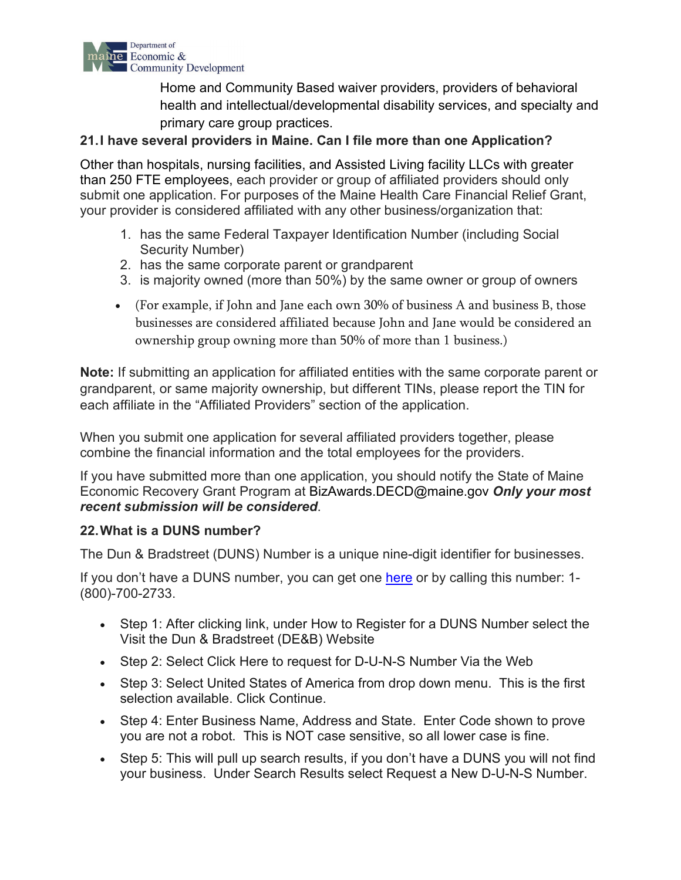Home and Community Based waiver providers, providers of behavioral health and intellectual/developmental disability services, and specialty and primary care group practices.

**21. I have several providers in Maine. Can I file more than one Application?**

Other than hospitals, nursing facilities, and Assisted Living facility LLCs with greater than 250 FTE employees, each provider or group of affiliated providers should only submit one application. For purposes of the Maine Health Care Financial Relief Grant, your provider is considered affiliated with any other business/organization that:

1. has the same Federal Taxpayer Identification Number (including Social Security Number)
2. has the same corporate parent or grandparent
3. is majority owned (more than 50%) by the same owner or group of owners

- (For example, if John and Jane each own 30% of business A and business B, those businesses are considered affiliated because John and Jane would be considered an ownership group owning more than 50% of more than 1 business.)

**Note:** If submitting an application for affiliated entities with the same corporate parent or grandparent, or same majority ownership, but different TINs, please report the TIN for each affiliate in the "Affiliated Providers" section of the application.

When you submit one application for several affiliated providers together, please combine the financial information and the total employees for the providers.

If you have submitted more than one application, you should notify the State of Maine Economic Recovery Grant Program at BizAwards.DECD@maine.gov ***Only your most recent submission will be considered***.

**22. What is a DUNS number?**

The Dun & Bradstreet (DUNS) Number is a unique nine-digit identifier for businesses.

If you don't have a DUNS number, you can get one here or by calling this number: 1-(800)-700-2733.

- Step 1: After clicking link, under How to Register for a DUNS Number select the Visit the Dun & Bradstreet (DE&B) Website
- Step 2: Select Click Here to request for D-U-N-S Number Via the Web
- Step 3: Select United States of America from drop down menu. This is the first selection available. Click Continue.
- Step 4: Enter Business Name, Address and State. Enter Code shown to prove you are not a robot. This is NOT case sensitive, so all lower case is fine.
- Step 5: This will pull up search results, if you don't have a DUNS you will not find your business. Under Search Results select Request a New D-U-N-S Number.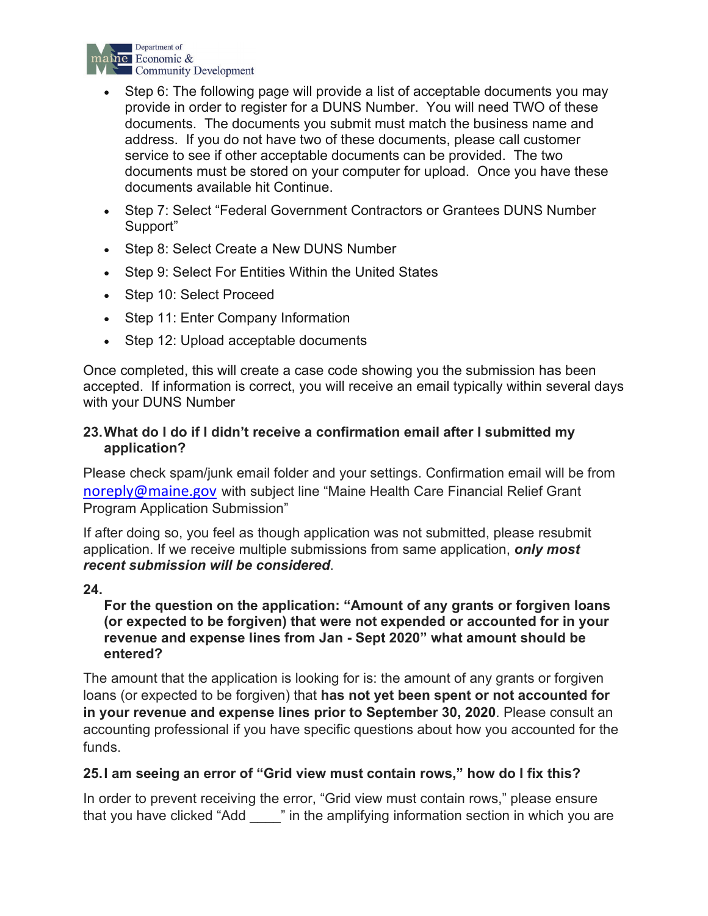- Step 6: The following page will provide a list of acceptable documents you may provide in order to register for a DUNS Number. You will need TWO of these documents. The documents you submit must match the business name and address. If you do not have two of these documents, please call customer service to see if other acceptable documents can be provided. The two documents must be stored on your computer for upload. Once you have these documents available hit Continue.
- Step 7: Select "Federal Government Contractors or Grantees DUNS Number Support"
- Step 8: Select Create a New DUNS Number
- Step 9: Select For Entities Within the United States
- Step 10: Select Proceed
- Step 11: Enter Company Information
- Step 12: Upload acceptable documents

Once completed, this will create a case code showing you the submission has been accepted. If information is correct, you will receive an email typically within several days with your DUNS Number

### 23. What do I do if I didn't receive a confirmation email after I submitted my application?

Please check spam/junk email folder and your settings. Confirmation email will be from noreply@maine.gov with subject line "Maine Health Care Financial Relief Grant Program Application Submission"

If after doing so, you feel as though application was not submitted, please resubmit application. If we receive multiple submissions from same application, ***only most recent submission will be considered***.

### 24. For the question on the application: "Amount of any grants or forgiven loans (or expected to be forgiven) that were not expended or accounted for in your revenue and expense lines from Jan - Sept 2020" what amount should be entered?

The amount that the application is looking for is: the amount of any grants or forgiven loans (or expected to be forgiven) that **has not yet been spent or not accounted for in your revenue and expense lines prior to September 30, 2020**. Please consult an accounting professional if you have specific questions about how you accounted for the funds.

### 25. I am seeing an error of "Grid view must contain rows," how do I fix this?

In order to prevent receiving the error, "Grid view must contain rows," please ensure that you have clicked "Add ____" in the amplifying information section in which you are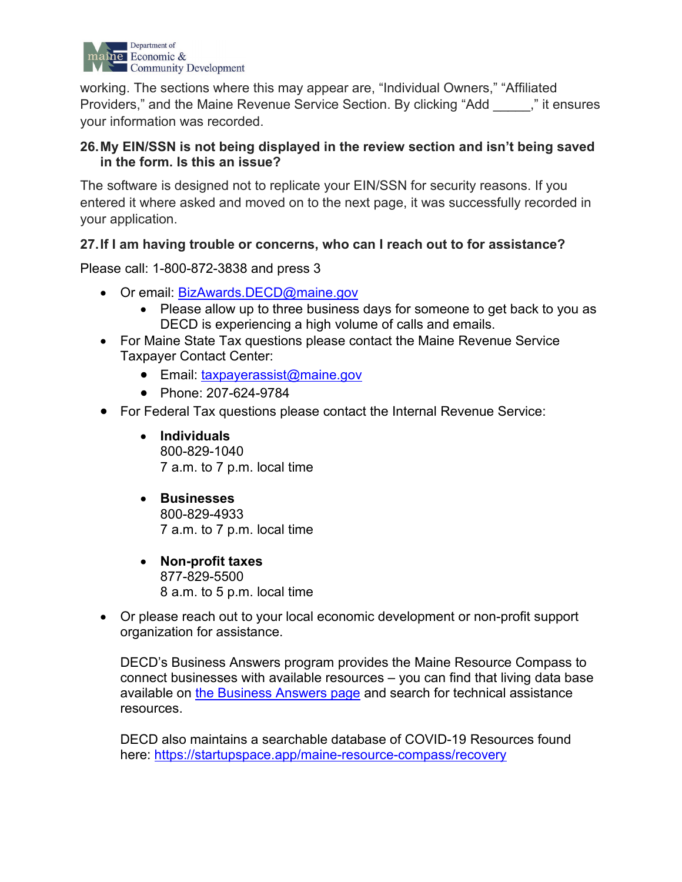working. The sections where this may appear are, “Individual Owners,” “Affiliated Providers,” and the Maine Revenue Service Section. By clicking “Add _____,” it ensures your information was recorded.

**26. My EIN/SSN is not being displayed in the review section and isn’t being saved in the form. Is this an issue?**

The software is designed not to replicate your EIN/SSN for security reasons. If you entered it where asked and moved on to the next page, it was successfully recorded in your application.

**27. If I am having trouble or concerns, who can I reach out to for assistance?**

Please call: 1-800-872-3838 and press 3

- Or email: BizAwards.DECD@maine.gov
  - Please allow up to three business days for someone to get back to you as DECD is experiencing a high volume of calls and emails.
- For Maine State Tax questions please contact the Maine Revenue Service Taxpayer Contact Center:
  - Email: taxpayerassist@maine.gov
  - Phone: 207-624-9784
- For Federal Tax questions please contact the Internal Revenue Service:
  - **Individuals**
    800-829-1040
    7 a.m. to 7 p.m. local time
  - **Businesses**
    800-829-4933
    7 a.m. to 7 p.m. local time
  - **Non-profit taxes**
    877-829-5500
    8 a.m. to 5 p.m. local time
- Or please reach out to your local economic development or non-profit support organization for assistance.

  DECD’s Business Answers program provides the Maine Resource Compass to connect businesses with available resources – you can find that living data base available on the Business Answers page and search for technical assistance resources.

  DECD also maintains a searchable database of COVID-19 Resources found here: https://startupspace.app/maine-resource-compass/recovery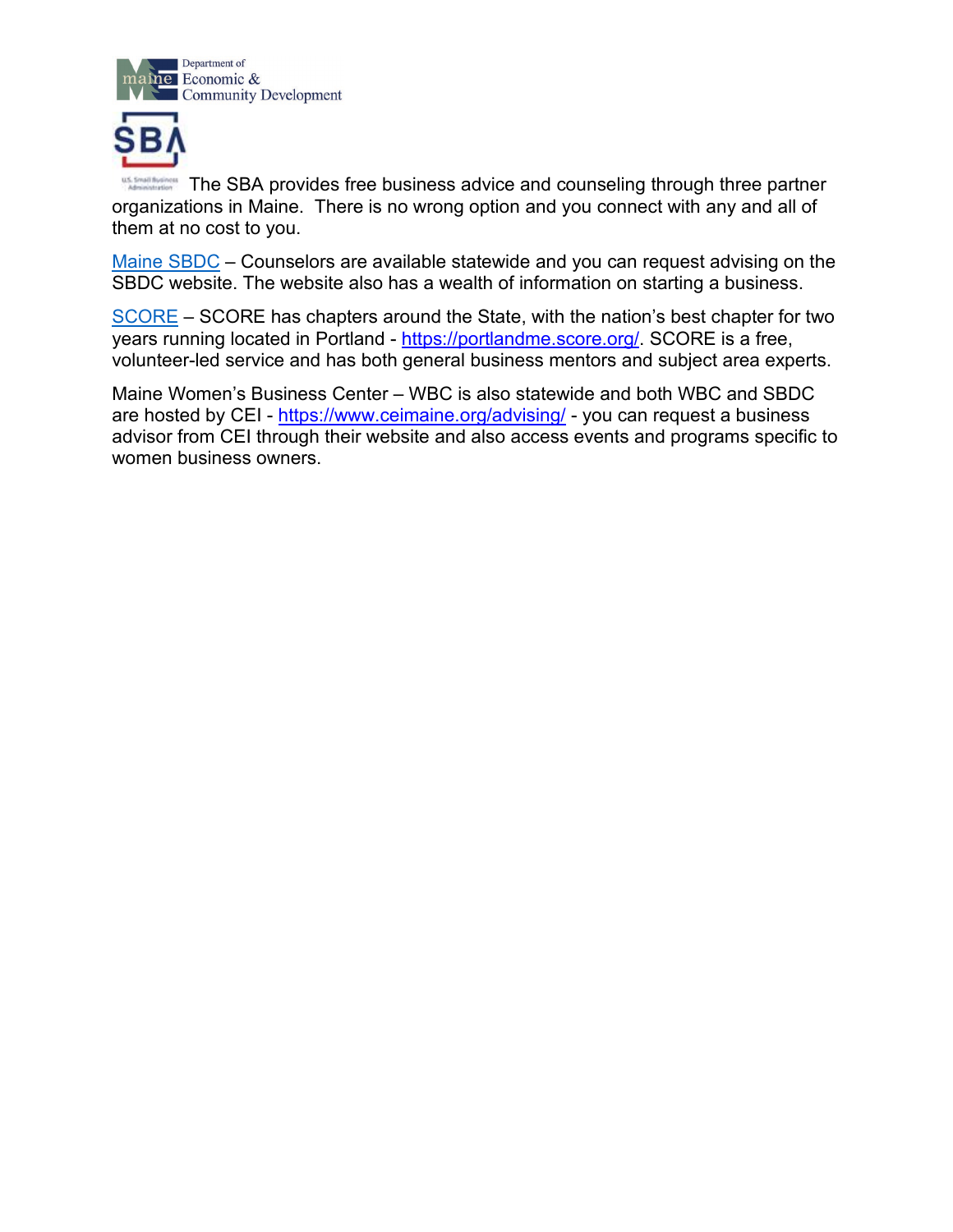The SBA provides free business advice and counseling through three partner organizations in Maine. There is no wrong option and you connect with any and all of them at no cost to you.

[Maine SBDC](#) – Counselors are available statewide and you can request advising on the SBDC website. The website also has a wealth of information on starting a business.

[SCORE](#) – SCORE has chapters around the State, with the nation's best chapter for two years running located in Portland - https://portlandme.score.org/. SCORE is a free, volunteer-led service and has both general business mentors and subject area experts.

Maine Women's Business Center – WBC is also statewide and both WBC and SBDC are hosted by CEI - https://www.ceimaine.org/advising/ - you can request a business advisor from CEI through their website and also access events and programs specific to women business owners.